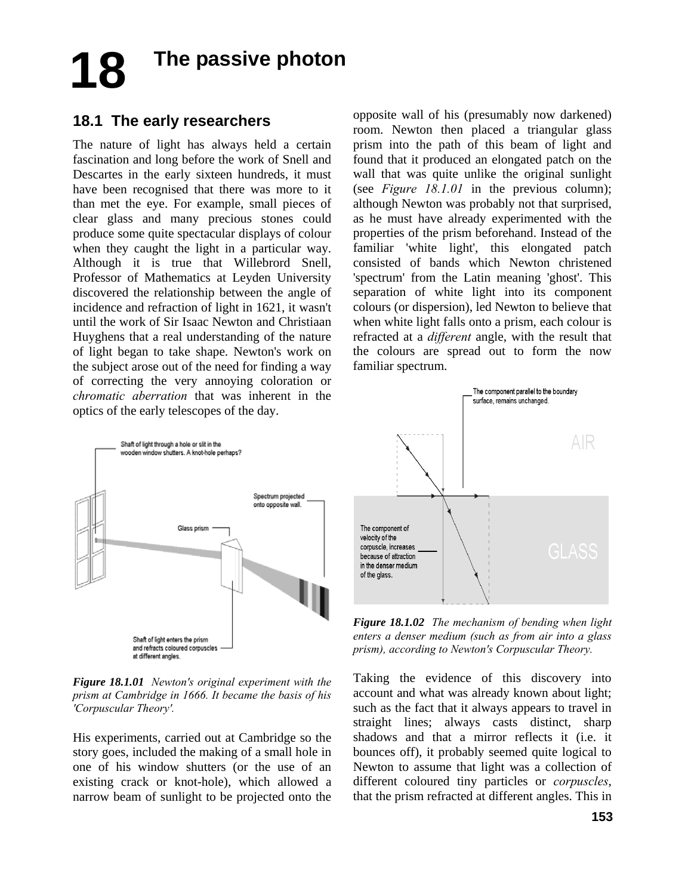# 18 The passive photon

## 18.1 The early researchers

The nature of light has always held a certain fascination and long before the work of Snell and Descartes in the early sixteen hundreds, it must have been recognised that there was more to it than met the eye. For example, small pieces of clear glass and many precious stones could produce some quite spectacular displays of colour when they caught the light in a particular way. Although it is true that Willebrord Snell, Professor of Mathematics at Leyden University discovered the relationship between the angle of incidence and refraction of light in 1621, it wasn't until the work of Sir Isaac Newton and Christiaan Huyghens that a real understanding of the nature of light began to take shape. Newton's work on the subject arose out of the need for finding a way of correcting the very annoying coloration or *chromatic aberration* that was inherent in the optics of the early telescopes of the day.

*Figure 18.1.01 Newton's original experiment with the prism at Cambridge in 1666. It became the basis of his 'Corpuscular Theory'.*

His experiments, carried out at Cambridge so the story goes, included the making of a small hole in one of his window shutters (or the use of an existing crack or knot-hole), which allowed a narrow beam of sunlight to be projected onto the opposite wall of his (presumably now darkened) room. Newton then placed a triangular glass prism into the path of this beam of light and found that it produced an elongated patch on the wall that was quite unlike the original sunlight (see *Figure 18.1.01* in the previous column); although Newton was probably not that surprised, as he must have already experimented with the properties of the prism beforehand. Instead of the familiar 'white light', this elongated patch consisted of bands which Newton christened 'spectrum' from the Latin meaning 'ghost'. This separation of white light into its component colours (or dispersion), led Newton to believe that when white light falls onto a prism, each colour is refracted at a *different* angle, with the result that the colours are spread out to form the now familiar spectrum.

***Figure 18.1.02*** *The mechanism of bending when light enters a denser medium (such as from air into a glass prism), according to Newton's Corpuscular Theory.*

Taking the evidence of this discovery into account and what was already known about light; such as the fact that it always appears to travel in straight lines; always casts distinct, sharp shadows and that a mirror reflects it (i.e. it bounces off), it probably seemed quite logical to Newton to assume that light was a collection of different coloured tiny particles or *corpuscles*, that the prism refracted at different angles. This in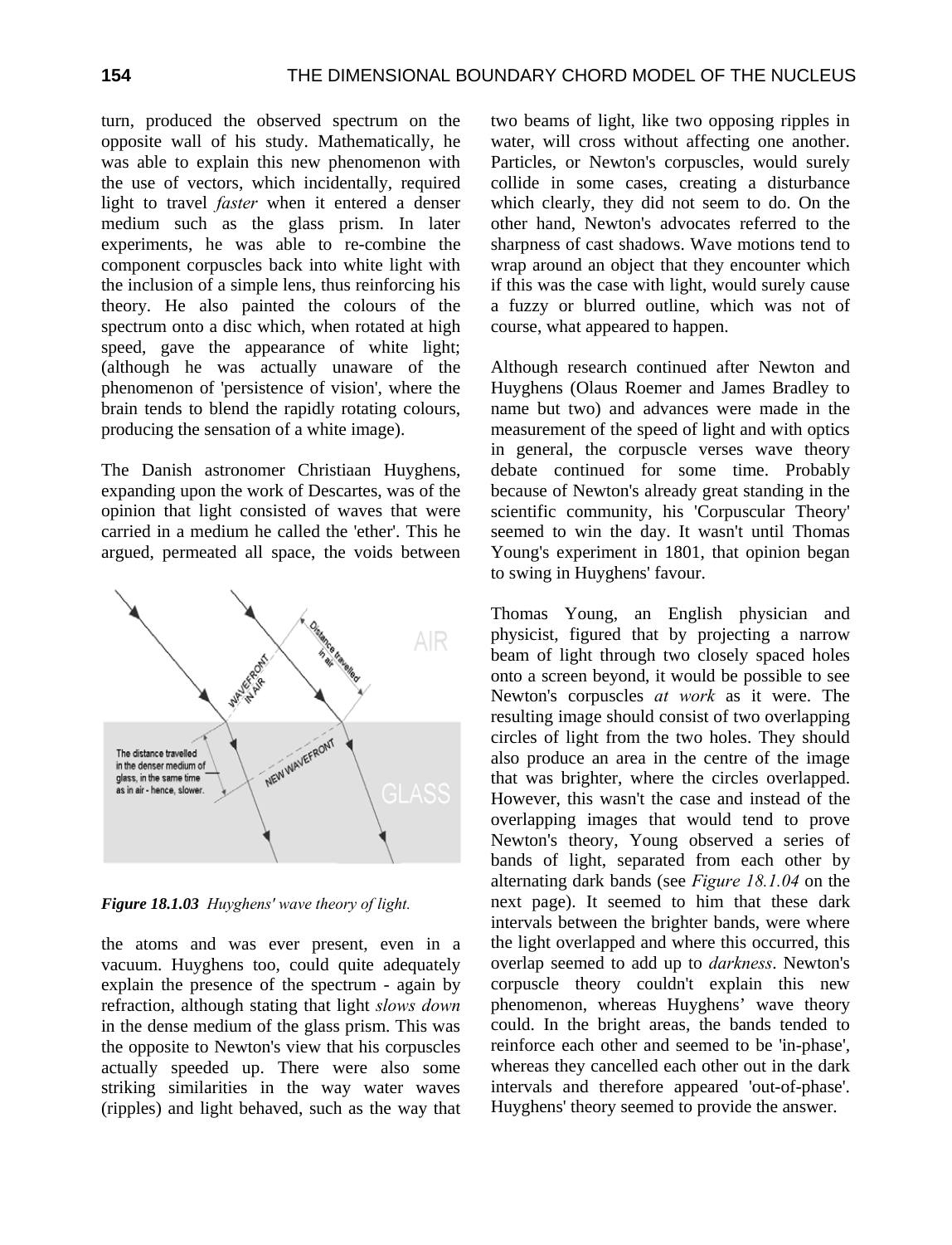turn, produced the observed spectrum on the opposite wall of his study. Mathematically, he was able to explain this new phenomenon with the use of vectors, which incidentally, required light to travel *faster* when it entered a denser medium such as the glass prism. In later experiments, he was able to re-combine the component corpuscles back into white light with the inclusion of a simple lens, thus reinforcing his theory. He also painted the colours of the spectrum onto a disc which, when rotated at high speed, gave the appearance of white light; (although he was actually unaware of the phenomenon of 'persistence of vision', where the brain tends to blend the rapidly rotating colours, producing the sensation of a white image).

The Danish astronomer Christiaan Huyghens, expanding upon the work of Descartes, was of the opinion that light consisted of waves that were carried in a medium he called the 'ether'. This he argued, permeated all space, the voids between the atoms and was ever present, even in a vacuum. Huyghens too, could quite adequately explain the presence of the spectrum - again by refraction, although stating that light *slows down* in the dense medium of the glass prism. This was the opposite to Newton's view that his corpuscles actually speeded up. There were also some striking similarities in the way water waves (ripples) and light behaved, such as the way that two beams of light, like two opposing ripples in water, will cross without affecting one another. Particles, or Newton's corpuscles, would surely collide in some cases, creating a disturbance which clearly, they did not seem to do. On the other hand, Newton's advocates referred to the sharpness of cast shadows. Wave motions tend to wrap around an object that they encounter which if this was the case with light, would surely cause a fuzzy or blurred outline, which was not of course, what appeared to happen.

**Figure 18.1.03** *Huyghens' wave theory of light.*

Although research continued after Newton and Huyghens (Olaus Roemer and James Bradley to name but two) and advances were made in the measurement of the speed of light and with optics in general, the corpuscle verses wave theory debate continued for some time. Probably because of Newton's already great standing in the scientific community, his 'Corpuscular Theory' seemed to win the day. It wasn't until Thomas Young's experiment in 1801, that opinion began to swing in Huyghens' favour.

Thomas Young, an English physician and physicist, figured that by projecting a narrow beam of light through two closely spaced holes onto a screen beyond, it would be possible to see Newton's corpuscles *at work* as it were. The resulting image should consist of two overlapping circles of light from the two holes. They should also produce an area in the centre of the image that was brighter, where the circles overlapped. However, this wasn't the case and instead of the overlapping images that would tend to prove Newton's theory, Young observed a series of bands of light, separated from each other by alternating dark bands (see *Figure 18.1.04* on the next page). It seemed to him that these dark intervals between the brighter bands, were where the light overlapped and where this occurred, this overlap seemed to add up to *darkness*. Newton's corpuscle theory couldn't explain this new phenomenon, whereas Huyghens' wave theory could. In the bright areas, the bands tended to reinforce each other and seemed to be 'in-phase', whereas they cancelled each other out in the dark intervals and therefore appeared 'out-of-phase'. Huyghens' theory seemed to provide the answer.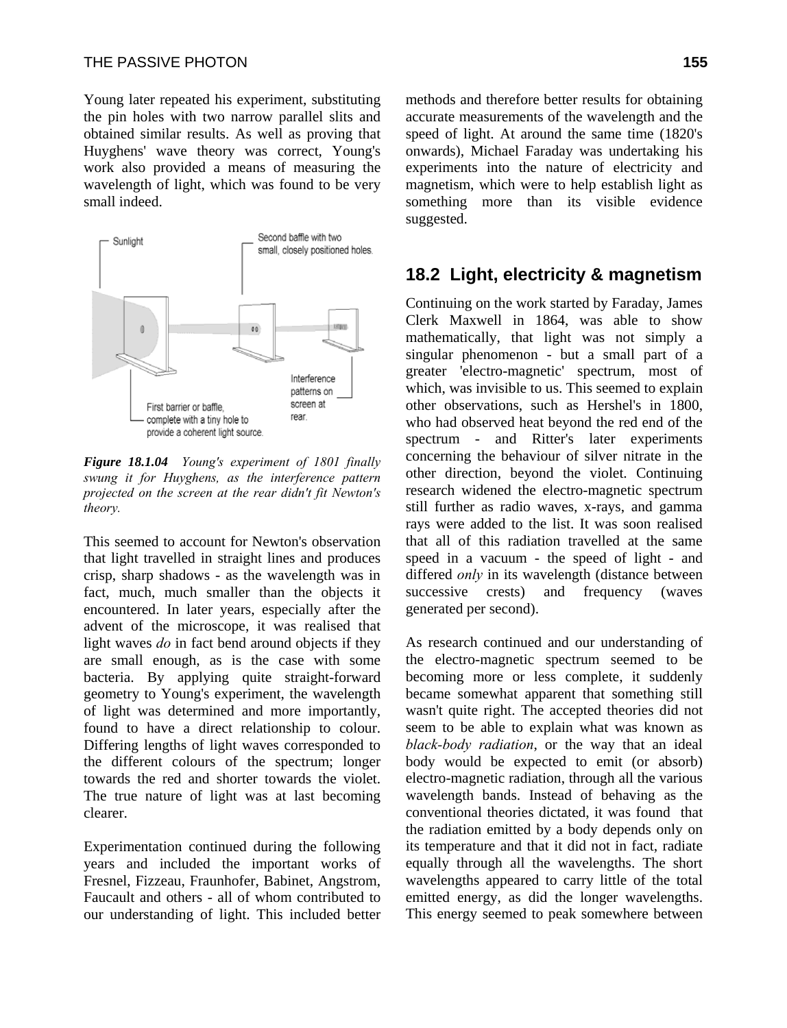Young later repeated his experiment, substituting the pin holes with two narrow parallel slits and obtained similar results. As well as proving that Huyghens' wave theory was correct, Young's work also provided a means of measuring the wavelength of light, which was found to be very small indeed.

Sunlight

Second baffle with two small, closely positioned holes.

Interference patterns on screen at rear.

First barrier or baffle, complete with a tiny hole to provide a coherent light source.

***Figure 18.1.04*** *Young's experiment of 1801 finally swung it for Huyghens, as the interference pattern projected on the screen at the rear didn't fit Newton's theory.*

This seemed to account for Newton's observation that light travelled in straight lines and produces crisp, sharp shadows - as the wavelength was in fact, much, much smaller than the objects it encountered. In later years, especially after the advent of the microscope, it was realised that light waves *do* in fact bend around objects if they are small enough, as is the case with some bacteria. By applying quite straight-forward geometry to Young's experiment, the wavelength of light was determined and more importantly, found to have a direct relationship to colour. Differing lengths of light waves corresponded to the different colours of the spectrum; longer towards the red and shorter towards the violet. The true nature of light was at last becoming clearer.

Experimentation continued during the following years and included the important works of Fresnel, Fizzeau, Fraunhofer, Babinet, Angstrom, Faucault and others - all of whom contributed to our understanding of light. This included better methods and therefore better results for obtaining accurate measurements of the wavelength and the speed of light. At around the same time (1820's onwards), Michael Faraday was undertaking his experiments into the nature of electricity and magnetism, which were to help establish light as something more than its visible evidence suggested.

## 18.2 Light, electricity & magnetism

Continuing on the work started by Faraday, James Clerk Maxwell in 1864, was able to show mathematically, that light was not simply a singular phenomenon - but a small part of a greater 'electro-magnetic' spectrum, most of which, was invisible to us. This seemed to explain other observations, such as Hershel's in 1800, who had observed heat beyond the red end of the spectrum - and Ritter's later experiments concerning the behaviour of silver nitrate in the other direction, beyond the violet. Continuing research widened the electro-magnetic spectrum still further as radio waves, x-rays, and gamma rays were added to the list. It was soon realised that all of this radiation travelled at the same speed in a vacuum - the speed of light - and differed *only* in its wavelength (distance between successive crests) and frequency (waves generated per second).

As research continued and our understanding of the electro-magnetic spectrum seemed to be becoming more or less complete, it suddenly became somewhat apparent that something still wasn't quite right. The accepted theories did not seem to be able to explain what was known as *black-body radiation*, or the way that an ideal body would be expected to emit (or absorb) electro-magnetic radiation, through all the various wavelength bands. Instead of behaving as the conventional theories dictated, it was found that the radiation emitted by a body depends only on its temperature and that it did not in fact, radiate equally through all the wavelengths. The short wavelengths appeared to carry little of the total emitted energy, as did the longer wavelengths. This energy seemed to peak somewhere between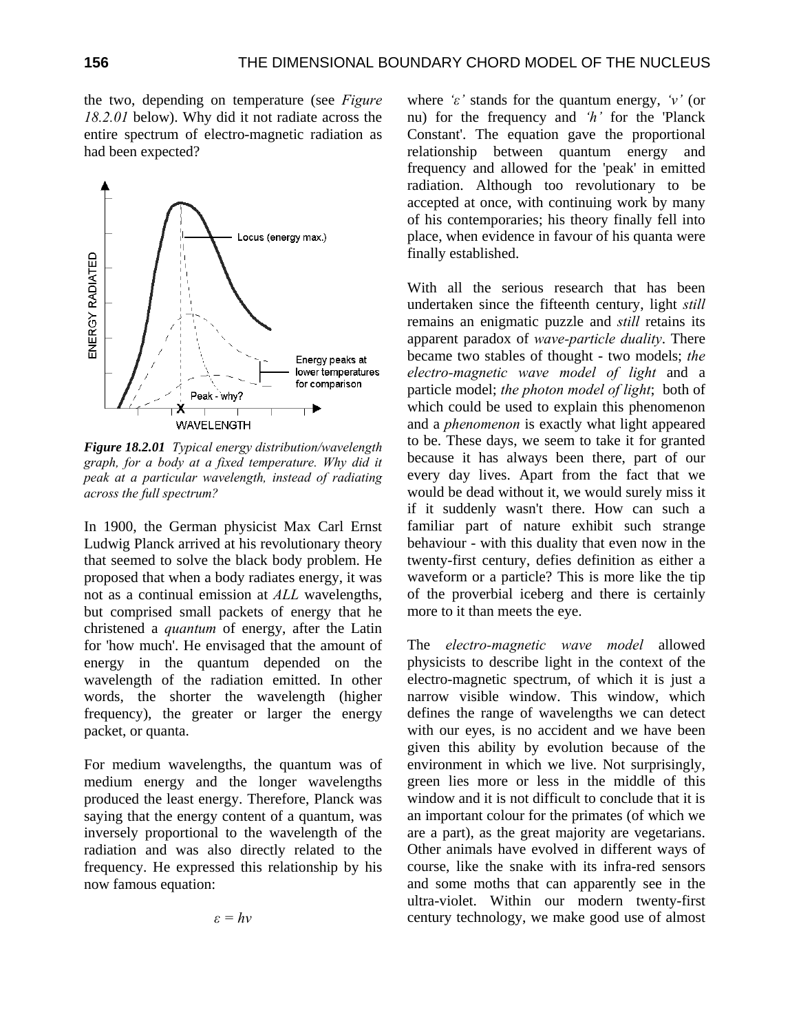the two, depending on temperature (see *Figure 18.2.01* below). Why did it not radiate across the entire spectrum of electro-magnetic radiation as had been expected?

***Figure 18.2.01*** *Typical energy distribution/wavelength graph, for a body at a fixed temperature. Why did it peak at a particular wavelength, instead of radiating across the full spectrum?*

In 1900, the German physicist Max Carl Ernst Ludwig Planck arrived at his revolutionary theory that seemed to solve the black body problem. He proposed that when a body radiates energy, it was not as a continual emission at *ALL* wavelengths, but comprised small packets of energy that he christened a *quantum* of energy, after the Latin for 'how much'. He envisaged that the amount of energy in the quantum depended on the wavelength of the radiation emitted. In other words, the shorter the wavelength (higher frequency), the greater or larger the energy packet, or quanta.

For medium wavelengths, the quantum was of medium energy and the longer wavelengths produced the least energy. Therefore, Planck was saying that the energy content of a quantum, was inversely proportional to the wavelength of the radiation and was also directly related to the frequency. He expressed this relationship by his now famous equation:

$$\varepsilon = hv$$

where *'ε'* stands for the quantum energy, *'v'* (or nu) for the frequency and *'h'* for the 'Planck Constant'. The equation gave the proportional relationship between quantum energy and frequency and allowed for the 'peak' in emitted radiation. Although too revolutionary to be accepted at once, with continuing work by many of his contemporaries; his theory finally fell into place, when evidence in favour of his quanta were finally established.

With all the serious research that has been undertaken since the fifteenth century, light *still* remains an enigmatic puzzle and *still* retains its apparent paradox of *wave-particle duality*. There became two stables of thought - two models; *the electro-magnetic wave model of light* and a particle model; *the photon model of light*; both of which could be used to explain this phenomenon and a *phenomenon* is exactly what light appeared to be. These days, we seem to take it for granted because it has always been there, part of our every day lives. Apart from the fact that we would be dead without it, we would surely miss it if it suddenly wasn't there. How can such a familiar part of nature exhibit such strange behaviour - with this duality that even now in the twenty-first century, defies definition as either a waveform or a particle? This is more like the tip of the proverbial iceberg and there is certainly more to it than meets the eye.

The *electro-magnetic wave model* allowed physicists to describe light in the context of the electro-magnetic spectrum, of which it is just a narrow visible window. This window, which defines the range of wavelengths we can detect with our eyes, is no accident and we have been given this ability by evolution because of the environment in which we live. Not surprisingly, green lies more or less in the middle of this window and it is not difficult to conclude that it is an important colour for the primates (of which we are a part), as the great majority are vegetarians. Other animals have evolved in different ways of course, like the snake with its infra-red sensors and some moths that can apparently see in the ultra-violet. Within our modern twenty-first century technology, we make good use of almost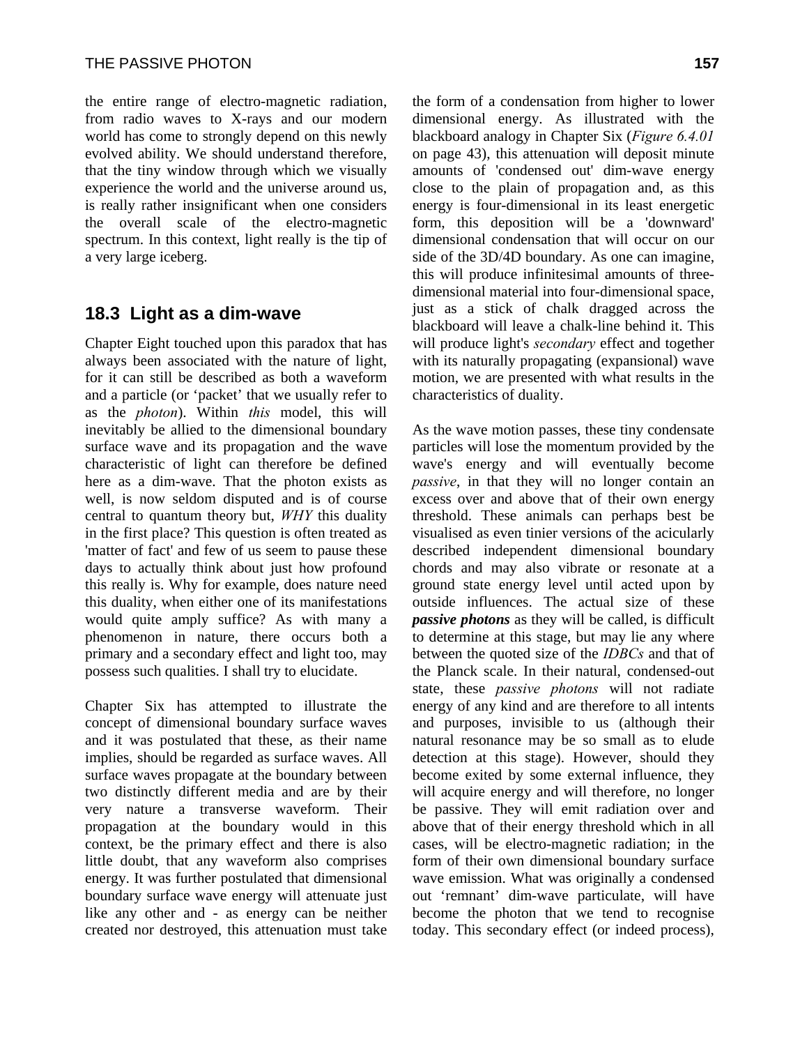the entire range of electro-magnetic radiation, from radio waves to X-rays and our modern world has come to strongly depend on this newly evolved ability. We should understand therefore, that the tiny window through which we visually experience the world and the universe around us, is really rather insignificant when one considers the overall scale of the electro-magnetic spectrum. In this context, light really is the tip of a very large iceberg.

## 18.3 Light as a dim-wave

Chapter Eight touched upon this paradox that has always been associated with the nature of light, for it can still be described as both a waveform and a particle (or 'packet' that we usually refer to as the *photon*). Within *this* model, this will inevitably be allied to the dimensional boundary surface wave and its propagation and the wave characteristic of light can therefore be defined here as a dim-wave. That the photon exists as well, is now seldom disputed and is of course central to quantum theory but, *WHY* this duality in the first place? This question is often treated as 'matter of fact' and few of us seem to pause these days to actually think about just how profound this really is. Why for example, does nature need this duality, when either one of its manifestations would quite amply suffice? As with many a phenomenon in nature, there occurs both a primary and a secondary effect and light too, may possess such qualities. I shall try to elucidate.

Chapter Six has attempted to illustrate the concept of dimensional boundary surface waves and it was postulated that these, as their name implies, should be regarded as surface waves. All surface waves propagate at the boundary between two distinctly different media and are by their very nature a transverse waveform. Their propagation at the boundary would in this context, be the primary effect and there is also little doubt, that any waveform also comprises energy. It was further postulated that dimensional boundary surface wave energy will attenuate just like any other and - as energy can be neither created nor destroyed, this attenuation must take the form of a condensation from higher to lower dimensional energy. As illustrated with the blackboard analogy in Chapter Six (*Figure 6.4.01* on page 43), this attenuation will deposit minute amounts of 'condensed out' dim-wave energy close to the plain of propagation and, as this energy is four-dimensional in its least energetic form, this deposition will be a 'downward' dimensional condensation that will occur on our side of the 3D/4D boundary. As one can imagine, this will produce infinitesimal amounts of three-dimensional material into four-dimensional space, just as a stick of chalk dragged across the blackboard will leave a chalk-line behind it. This will produce light's *secondary* effect and together with its naturally propagating (expansional) wave motion, we are presented with what results in the characteristics of duality.

As the wave motion passes, these tiny condensate particles will lose the momentum provided by the wave's energy and will eventually become *passive*, in that they will no longer contain an excess over and above that of their own energy threshold. These animals can perhaps best be visualised as even tinier versions of the acicularly described independent dimensional boundary chords and may also vibrate or resonate at a ground state energy level until acted upon by outside influences. The actual size of these ***passive photons*** as they will be called, is difficult to determine at this stage, but may lie any where between the quoted size of the *IDBCs* and that of the Planck scale. In their natural, condensed-out state, these *passive photons* will not radiate energy of any kind and are therefore to all intents and purposes, invisible to us (although their natural resonance may be so small as to elude detection at this stage). However, should they become exited by some external influence, they will acquire energy and will therefore, no longer be passive. They will emit radiation over and above that of their energy threshold which in all cases, will be electro-magnetic radiation; in the form of their own dimensional boundary surface wave emission. What was originally a condensed out 'remnant' dim-wave particulate, will have become the photon that we tend to recognise today. This secondary effect (or indeed process),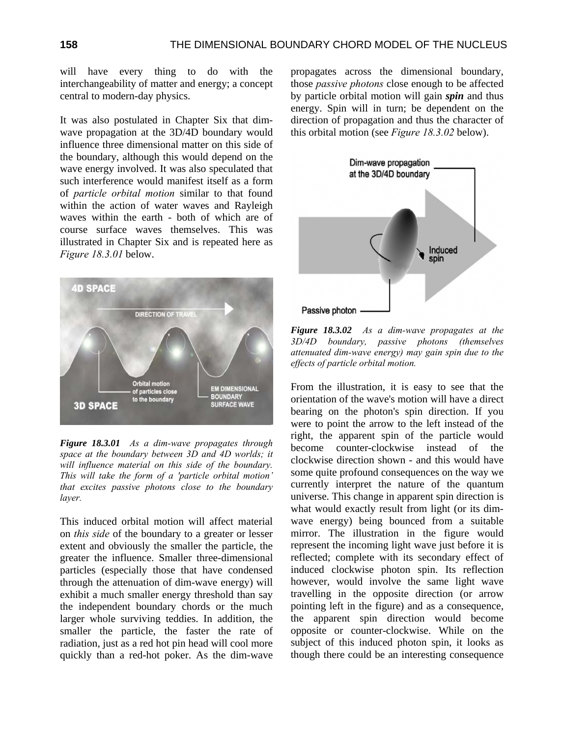will have every thing to do with the interchangeability of matter and energy; a concept central to modern-day physics.

It was also postulated in Chapter Six that dim-wave propagation at the 3D/4D boundary would influence three dimensional matter on this side of the boundary, although this would depend on the wave energy involved. It was also speculated that such interference would manifest itself as a form of *particle orbital motion* similar to that found within the action of water waves and Rayleigh waves within the earth - both of which are of course surface waves themselves. This was illustrated in Chapter Six and is repeated here as *Figure 18.3.01* below.

***Figure 18.3.01*** *As a dim-wave propagates through space at the boundary between 3D and 4D worlds; it will influence material on this side of the boundary. This will take the form of a 'particle orbital motion' that excites passive photons close to the boundary layer.*

This induced orbital motion will affect material on *this side* of the boundary to a greater or lesser extent and obviously the smaller the particle, the greater the influence. Smaller three-dimensional particles (especially those that have condensed through the attenuation of dim-wave energy) will exhibit a much smaller energy threshold than say the independent boundary chords or the much larger whole surviving teddies. In addition, the smaller the particle, the faster the rate of radiation, just as a red hot pin head will cool more quickly than a red-hot poker. As the dim-wave propagates across the dimensional boundary, those *passive photons* close enough to be affected by particle orbital motion will gain ***spin*** and thus energy. Spin will in turn; be dependent on the direction of propagation and thus the character of this orbital motion (see *Figure 18.3.02* below).

***Figure 18.3.02*** *As a dim-wave propagates at the 3D/4D boundary, passive photons (themselves attenuated dim-wave energy) may gain spin due to the effects of particle orbital motion.*

From the illustration, it is easy to see that the orientation of the wave's motion will have a direct bearing on the photon's spin direction. If you were to point the arrow to the left instead of the right, the apparent spin of the particle would become counter-clockwise instead of the clockwise direction shown - and this would have some quite profound consequences on the way we currently interpret the nature of the quantum universe. This change in apparent spin direction is what would exactly result from light (or its dim-wave energy) being bounced from a suitable mirror. The illustration in the figure would represent the incoming light wave just before it is reflected; complete with its secondary effect of induced clockwise photon spin. Its reflection however, would involve the same light wave travelling in the opposite direction (or arrow pointing left in the figure) and as a consequence, the apparent spin direction would become opposite or counter-clockwise. While on the subject of this induced photon spin, it looks as though there could be an interesting consequence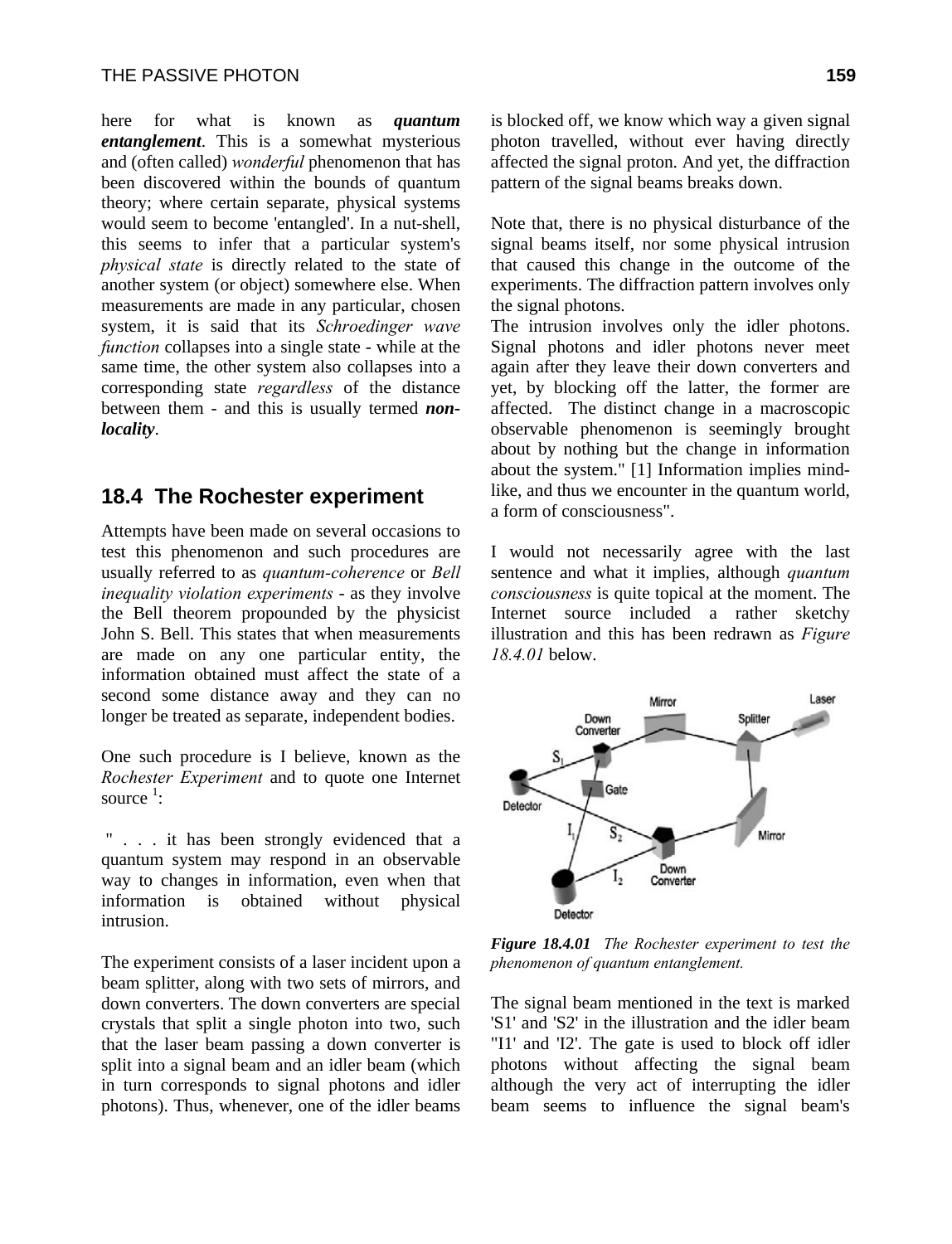here for what is known as ***quantum entanglement***. This is a somewhat mysterious and (often called) *wonderful* phenomenon that has been discovered within the bounds of quantum theory; where certain separate, physical systems would seem to become 'entangled'. In a nut-shell, this seems to infer that a particular system's *physical state* is directly related to the state of another system (or object) somewhere else. When measurements are made in any particular, chosen system, it is said that its *Schroedinger wave function* collapses into a single state - while at the same time, the other system also collapses into a corresponding state *regardless* of the distance between them - and this is usually termed ***non-locality***.

## 18.4 The Rochester experiment

Attempts have been made on several occasions to test this phenomenon and such procedures are usually referred to as *quantum-coherence* or *Bell inequality violation experiments* - as they involve the Bell theorem propounded by the physicist John S. Bell. This states that when measurements are made on any one particular entity, the information obtained must affect the state of a second some distance away and they can no longer be treated as separate, independent bodies.

One such procedure is I believe, known as the *Rochester Experiment* and to quote one Internet source [1]:

" . . . it has been strongly evidenced that a quantum system may respond in an observable way to changes in information, even when that information is obtained without physical intrusion.

The experiment consists of a laser incident upon a beam splitter, along with two sets of mirrors, and down converters. The down converters are special crystals that split a single photon into two, such that the laser beam passing a down converter is split into a signal beam and an idler beam (which in turn corresponds to signal photons and idler photons). Thus, whenever, one of the idler beams is blocked off, we know which way a given signal photon travelled, without ever having directly affected the signal proton. And yet, the diffraction pattern of the signal beams breaks down.

Note that, there is no physical disturbance of the signal beams itself, nor some physical intrusion that caused this change in the outcome of the experiments. The diffraction pattern involves only the signal photons.
The intrusion involves only the idler photons. Signal photons and idler photons never meet again after they leave their down converters and yet, by blocking off the latter, the former are affected. The distinct change in a macroscopic observable phenomenon is seemingly brought about by nothing but the change in information about the system." [1] Information implies mind-like, and thus we encounter in the quantum world, a form of consciousness".

I would not necessarily agree with the last sentence and what it implies, although *quantum consciousness* is quite topical at the moment. The Internet source included a rather sketchy illustration and this has been redrawn as *Figure 18.4.01* below.

***Figure 18.4.01*** *The Rochester experiment to test the phenomenon of quantum entanglement.*

The signal beam mentioned in the text is marked 'S1' and 'S2' in the illustration and the idler beam "I1' and 'I2'. The gate is used to block off idler photons without affecting the signal beam although the very act of interrupting the idler beam seems to influence the signal beam's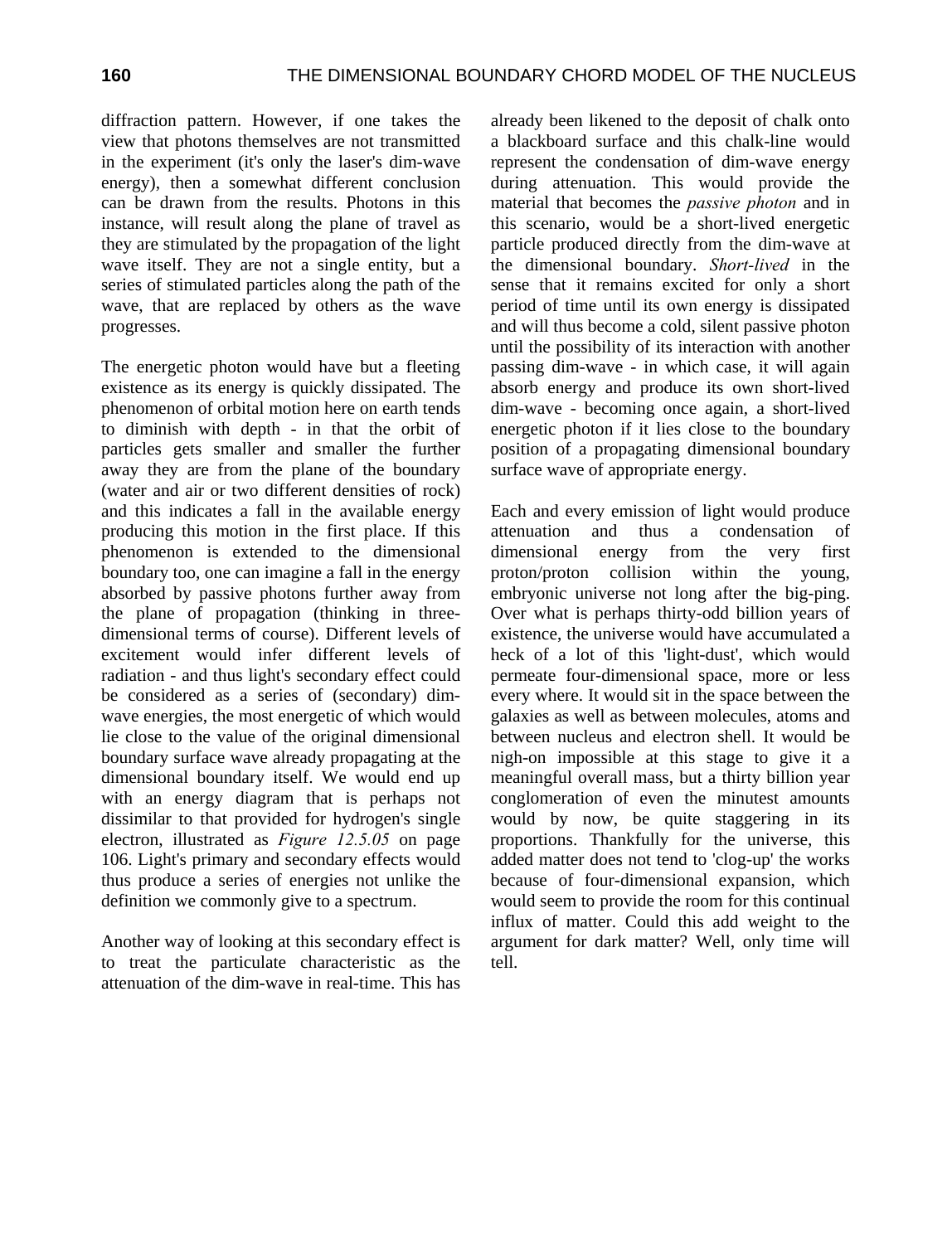diffraction pattern. However, if one takes the view that photons themselves are not transmitted in the experiment (it's only the laser's dim-wave energy), then a somewhat different conclusion can be drawn from the results. Photons in this instance, will result along the plane of travel as they are stimulated by the propagation of the light wave itself. They are not a single entity, but a series of stimulated particles along the path of the wave, that are replaced by others as the wave progresses.

The energetic photon would have but a fleeting existence as its energy is quickly dissipated. The phenomenon of orbital motion here on earth tends to diminish with depth - in that the orbit of particles gets smaller and smaller the further away they are from the plane of the boundary (water and air or two different densities of rock) and this indicates a fall in the available energy producing this motion in the first place. If this phenomenon is extended to the dimensional boundary too, one can imagine a fall in the energy absorbed by passive photons further away from the plane of propagation (thinking in three-dimensional terms of course). Different levels of excitement would infer different levels of radiation - and thus light's secondary effect could be considered as a series of (secondary) dim-wave energies, the most energetic of which would lie close to the value of the original dimensional boundary surface wave already propagating at the dimensional boundary itself. We would end up with an energy diagram that is perhaps not dissimilar to that provided for hydrogen's single electron, illustrated as *Figure 12.5.05* on page 106. Light's primary and secondary effects would thus produce a series of energies not unlike the definition we commonly give to a spectrum.

Another way of looking at this secondary effect is to treat the particulate characteristic as the attenuation of the dim-wave in real-time. This has already been likened to the deposit of chalk onto a blackboard surface and this chalk-line would represent the condensation of dim-wave energy during attenuation. This would provide the material that becomes the *passive photon* and in this scenario, would be a short-lived energetic particle produced directly from the dim-wave at the dimensional boundary. *Short-lived* in the sense that it remains excited for only a short period of time until its own energy is dissipated and will thus become a cold, silent passive photon until the possibility of its interaction with another passing dim-wave - in which case, it will again absorb energy and produce its own short-lived dim-wave - becoming once again, a short-lived energetic photon if it lies close to the boundary position of a propagating dimensional boundary surface wave of appropriate energy.

Each and every emission of light would produce attenuation and thus a condensation of dimensional energy from the very first proton/proton collision within the young, embryonic universe not long after the big-ping. Over what is perhaps thirty-odd billion years of existence, the universe would have accumulated a heck of a lot of this 'light-dust', which would permeate four-dimensional space, more or less every where. It would sit in the space between the galaxies as well as between molecules, atoms and between nucleus and electron shell. It would be nigh-on impossible at this stage to give it a meaningful overall mass, but a thirty billion year conglomeration of even the minutest amounts would by now, be quite staggering in its proportions. Thankfully for the universe, this added matter does not tend to 'clog-up' the works because of four-dimensional expansion, which would seem to provide the room for this continual influx of matter. Could this add weight to the argument for dark matter? Well, only time will tell.